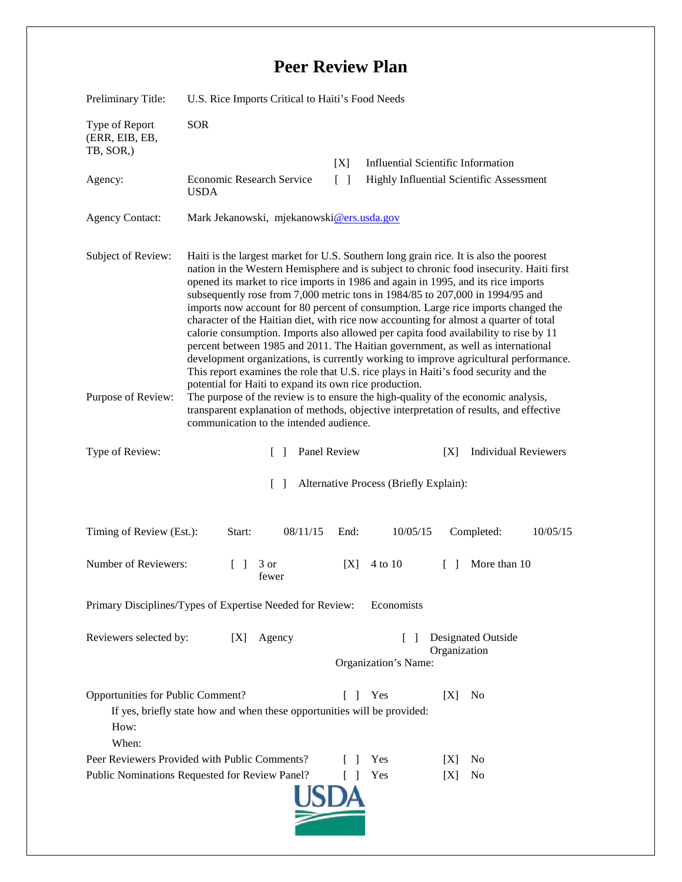# Peer Review Plan

| | |
|---|---|
| Preliminary Title: | U.S. Rice Imports Critical to Haiti's Food Needs |
| Type of Report (ERR, EIB, EB, TB, SOR,) | SOR |
| Agency: | Economic Research Service USDA |
| | [X] Influential Scientific Information |
| | [ ] Highly Influential Scientific Assessment |
| Agency Contact: | Mark Jekanowski, mjekanowski@ers.usda.gov |
| Subject of Review: | Haiti is the largest market for U.S. Southern long grain rice. It is also the poorest nation in the Western Hemisphere and is subject to chronic food insecurity. Haiti first opened its market to rice imports in 1986 and again in 1995, and its rice imports subsequently rose from 7,000 metric tons in 1984/85 to 207,000 in 1994/95 and imports now account for 80 percent of consumption. Large rice imports changed the character of the Haitian diet, with rice now accounting for almost a quarter of total calorie consumption. Imports also allowed per capita food availability to rise by 11 percent between 1985 and 2011. The Haitian government, as well as international development organizations, is currently working to improve agricultural performance. This report examines the role that U.S. rice plays in Haiti's food security and the potential for Haiti to expand its own rice production. |
| Purpose of Review: | The purpose of the review is to ensure the high-quality of the economic analysis, transparent explanation of methods, objective interpretation of results, and effective communication to the intended audience. |

Type of Review: [ ] Panel Review [X] Individual Reviewers

[ ] Alternative Process (Briefly Explain):

Timing of Review (Est.): Start: 08/11/15 End: 10/05/15 Completed: 10/05/15

Number of Reviewers: [ ] 3 or fewer [X] 4 to 10 [ ] More than 10

Primary Disciplines/Types of Expertise Needed for Review: Economists

Reviewers selected by: [X] Agency [ ] Designated Outside Organization

Organization's Name:

Opportunities for Public Comment? [ ] Yes [X] No

If yes, briefly state how and when these opportunities will be provided:

How:

When:

Peer Reviewers Provided with Public Comments? [ ] Yes [X] No

Public Nominations Requested for Review Panel? [ ] Yes [X] No